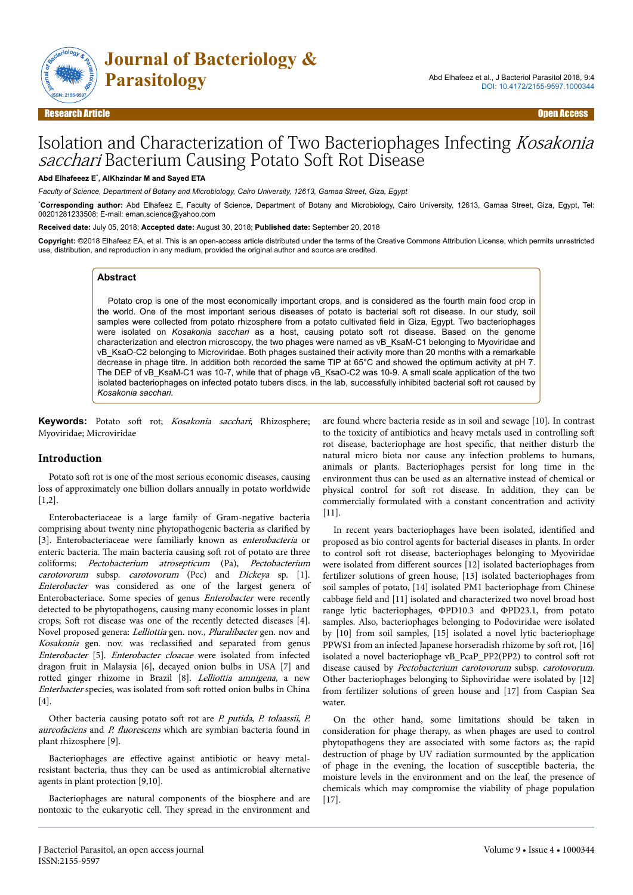Research Article | Open Access

# Isolation and Characterization of Two Bacteriophages Infecting *Kosakonia sacchari* Bacterium Causing Potato Soft Rot Disease

**Abd Elhafeeez E[*], AlKhzindar M and Sayed ETA**

*Faculty of Science, Department of Botany and Microbiology, Cairo University, 12613, Gamaa Street, Giza, Egypt*

[*]**Corresponding author:** Abd Elhafeez E, Faculty of Science, Department of Botany and Microbiology, Cairo University, 12613, Gamaa Street, Giza, Egypt, Tel: 00201281233508; E-mail: eman.science@yahoo.com

**Received date:** July 05, 2018; **Accepted date:** August 30, 2018; **Published date:** September 20, 2018

**Copyright:** ©2018 Elhafeez EA, et al. This is an open-access article distributed under the terms of the Creative Commons Attribution License, which permits unrestricted use, distribution, and reproduction in any medium, provided the original author and source are credited.

## Abstract

Potato crop is one of the most economically important crops, and is considered as the fourth main food crop in the world. One of the most important serious diseases of potato is bacterial soft rot disease. In our study, soil samples were collected from potato rhizosphere from a potato cultivated field in Giza, Egypt. Two bacteriophages were isolated on *Kosakonia sacchari* as a host, causing potato soft rot disease. Based on the genome characterization and electron microscopy, the two phages were named as vB_KsaM-C1 belonging to Myoviridae and vB_KsaO-C2 belonging to Microviridae. Both phages sustained their activity more than 20 months with a remarkable decrease in phage titre. In addition both recorded the same TIP at 65°C and showed the optimum activity at pH 7. The DEP of vB_KsaM-C1 was 10-7, while that of phage vB_KsaO-C2 was 10-9. A small scale application of the two isolated bacteriophages on infected potato tubers discs, in the lab, successfully inhibited bacterial soft rot caused by *Kosakonia sacchari.*

**Keywords:** Potato soft rot; *Kosakonia sacchari*; Rhizosphere; Myoviridae; Microviridae

## Introduction

Potato soft rot is one of the most serious economic diseases, causing loss of approximately one billion dollars annually in potato worldwide [1,2].

Enterobacteriaceae is a large family of Gram-negative bacteria comprising about twenty nine phytopathogenic bacteria as clarified by [3]. Enterobacteriaceae were familiarly known as *enterobacteria* or enteric bacteria. The main bacteria causing soft rot of potato are three coliforms: *Pectobacterium atrosepticum* (Pa), *Pectobacterium carotovorum* subsp. *carotovorum* (Pcc) and *Dickeya* sp. [1]. *Enterobacter* was considered as one of the largest genera of Enterobacteriace. Some species of genus *Enterobacter* were recently detected to be phytopathogens, causing many economic losses in plant crops; Soft rot disease was one of the recently detected diseases [4]. Novel proposed genera: *Lelliottia* gen. nov., *Pluralibacter* gen. nov and *Kosakonia* gen. nov. was reclassified and separated from genus *Enterobacter* [5]. *Enterobacter cloacae* were isolated from infected dragon fruit in Malaysia [6], decayed onion bulbs in USA [7] and rotted ginger rhizome in Brazil [8]. *Lelliottia amnigena*, a new *Enterbacter* species, was isolated from soft rotted onion bulbs in China [4].

Other bacteria causing potato soft rot are *P. putida*, *P. tolaassii*, *P. aureofaciens* and *P. fluorescens* which are symbian bacteria found in plant rhizosphere [9].

Bacteriophages are effective against antibiotic or heavy metal-resistant bacteria, thus they can be used as antimicrobial alternative agents in plant protection [9,10].

Bacteriophages are natural components of the biosphere and are nontoxic to the eukaryotic cell. They spread in the environment and are found where bacteria reside as in soil and sewage [10]. In contrast to the toxicity of antibiotics and heavy metals used in controlling soft rot disease, bacteriophage are host specific, that neither disturb the natural micro biota nor cause any infection problems to humans, animals or plants. Bacteriophages persist for long time in the environment thus can be used as an alternative instead of chemical or physical control for soft rot disease. In addition, they can be commercially formulated with a constant concentration and activity [11].

In recent years bacteriophages have been isolated, identified and proposed as bio control agents for bacterial diseases in plants. In order to control soft rot disease, bacteriophages belonging to Myoviridae were isolated from different sources [12] isolated bacteriophages from fertilizer solutions of green house, [13] isolated bacteriophages from soil samples of potato, [14] isolated PM1 bacteriophage from Chinese cabbage field and [11] isolated and characterized two novel broad host range lytic bacteriophages, ΦPD10.3 and ΦPD23.1, from potato samples. Also, bacteriophages belonging to Podoviridae were isolated by [10] from soil samples, [15] isolated a novel lytic bacteriophage PPWS1 from an infected Japanese horseradish rhizome by soft rot, [16] isolated a novel bacteriophage vB_PcaP_PP2(PP2) to control soft rot disease caused by *Pectobacterium carotovorum* subsp. *carotovorum*. Other bacteriophages belonging to Siphoviridae were isolated by [12] from fertilizer solutions of green house and [17] from Caspian Sea water.

On the other hand, some limitations should be taken in consideration for phage therapy, as when phages are used to control phytopathogens they are associated with some factors as; the rapid destruction of phage by UV radiation surmounted by the application of phage in the evening, the location of susceptible bacteria, the moisture levels in the environment and on the leaf, the presence of chemicals which may compromise the viability of phage population [17].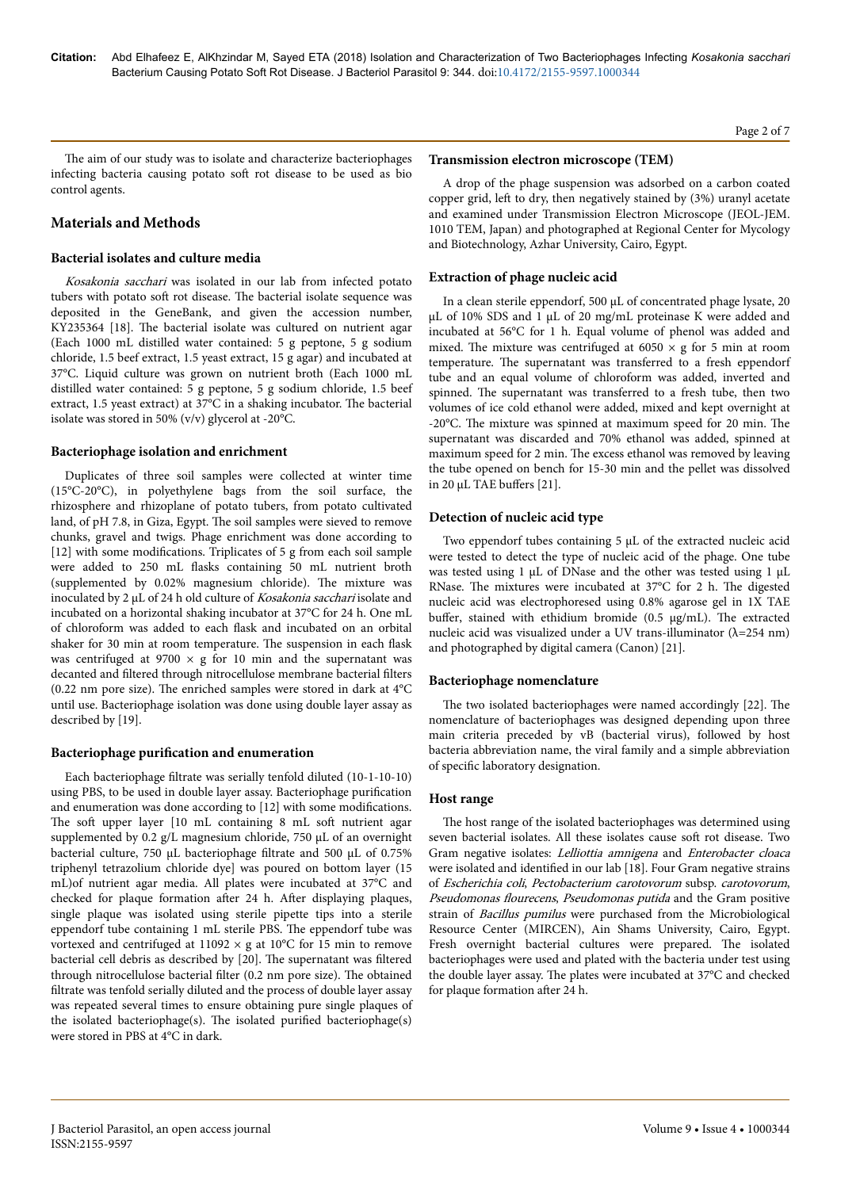The aim of our study was to isolate and characterize bacteriophages infecting bacteria causing potato soft rot disease to be used as bio control agents.

## Materials and Methods

### Bacterial isolates and culture media

*Kosakonia sacchari* was isolated in our lab from infected potato tubers with potato soft rot disease. The bacterial isolate sequence was deposited in the GeneBank, and given the accession number, KY235364 [18]. The bacterial isolate was cultured on nutrient agar (Each 1000 mL distilled water contained: 5 g peptone, 5 g sodium chloride, 1.5 beef extract, 1.5 yeast extract, 15 g agar) and incubated at 37°C. Liquid culture was grown on nutrient broth (Each 1000 mL distilled water contained: 5 g peptone, 5 g sodium chloride, 1.5 beef extract, 1.5 yeast extract) at 37°C in a shaking incubator. The bacterial isolate was stored in 50% (v/v) glycerol at -20°C.

### Bacteriophage isolation and enrichment

Duplicates of three soil samples were collected at winter time (15°C-20°C), in polyethylene bags from the soil surface, the rhizosphere and rhizoplane of potato tubers, from potato cultivated land, of pH 7.8, in Giza, Egypt. The soil samples were sieved to remove chunks, gravel and twigs. Phage enrichment was done according to [12] with some modifications. Triplicates of 5 g from each soil sample were added to 250 mL flasks containing 50 mL nutrient broth (supplemented by 0.02% magnesium chloride). The mixture was inoculated by 2 µL of 24 h old culture of *Kosakonia sacchari* isolate and incubated on a horizontal shaking incubator at 37°C for 24 h. One mL of chloroform was added to each flask and incubated on an orbital shaker for 30 min at room temperature. The suspension in each flask was centrifuged at 9700 × g for 10 min and the supernatant was decanted and filtered through nitrocellulose membrane bacterial filters (0.22 nm pore size). The enriched samples were stored in dark at 4°C until use. Bacteriophage isolation was done using double layer assay as described by [19].

### Bacteriophage purification and enumeration

Each bacteriophage filtrate was serially tenfold diluted ($10^{-1}$-$10^{-10}$) using PBS, to be used in double layer assay. Bacteriophage purification and enumeration was done according to [12] with some modifications. The soft upper layer [10 mL containing 8 mL soft nutrient agar supplemented by 0.2 g/L magnesium chloride, 750 µL of an overnight bacterial culture, 750 µL bacteriophage filtrate and 500 µL of 0.75% triphenyl tetrazolium chloride dye] was poured on bottom layer (15 mL)of nutrient agar media. All plates were incubated at 37°C and checked for plaque formation after 24 h. After displaying plaques, single plaque was isolated using sterile pipette tips into a sterile eppendorf tube containing 1 mL sterile PBS. The eppendorf tube was vortexed and centrifuged at 11092 × g at 10°C for 15 min to remove bacterial cell debris as described by [20]. The supernatant was filtered through nitrocellulose bacterial filter (0.2 nm pore size). The obtained filtrate was tenfold serially diluted and the process of double layer assay was repeated several times to ensure obtaining pure single plaques of the isolated bacteriophage(s). The isolated purified bacteriophage(s) were stored in PBS at 4°C in dark.

### Transmission electron microscope (TEM)

A drop of the phage suspension was adsorbed on a carbon coated copper grid, left to dry, then negatively stained by (3%) uranyl acetate and examined under Transmission Electron Microscope (JEOL-JEM. 1010 TEM, Japan) and photographed at Regional Center for Mycology and Biotechnology, Azhar University, Cairo, Egypt.

### Extraction of phage nucleic acid

In a clean sterile eppendorf, 500 µL of concentrated phage lysate, 20 µL of 10% SDS and 1 µL of 20 mg/mL proteinase K were added and incubated at 56°C for 1 h. Equal volume of phenol was added and mixed. The mixture was centrifuged at 6050 × g for 5 min at room temperature. The supernatant was transferred to a fresh eppendorf tube and an equal volume of chloroform was added, inverted and spinned. The supernatant was transferred to a fresh tube, then two volumes of ice cold ethanol were added, mixed and kept overnight at -20°C. The mixture was spinned at maximum speed for 20 min. The supernatant was discarded and 70% ethanol was added, spinned at maximum speed for 2 min. The excess ethanol was removed by leaving the tube opened on bench for 15-30 min and the pellet was dissolved in 20 µL TAE buffers [21].

### Detection of nucleic acid type

Two eppendorf tubes containing 5 µL of the extracted nucleic acid were tested to detect the type of nucleic acid of the phage. One tube was tested using 1 µL of DNase and the other was tested using 1 µL RNase. The mixtures were incubated at 37°C for 2 h. The digested nucleic acid was electrophoresed using 0.8% agarose gel in 1X TAE buffer, stained with ethidium bromide (0.5 µg/mL). The extracted nucleic acid was visualized under a UV trans-illuminator (λ=254 nm) and photographed by digital camera (Canon) [21].

### Bacteriophage nomenclature

The two isolated bacteriophages were named accordingly [22]. The nomenclature of bacteriophages was designed depending upon three main criteria preceded by vB (bacterial virus), followed by host bacteria abbreviation name, the viral family and a simple abbreviation of specific laboratory designation.

### Host range

The host range of the isolated bacteriophages was determined using seven bacterial isolates. All these isolates cause soft rot disease. Two Gram negative isolates: *Lelliottia amnigena* and *Enterobacter cloaca* were isolated and identified in our lab [18]. Four Gram negative strains of *Escherichia coli*, *Pectobacterium carotovorum* subsp. *carotovorum*, *Pseudomonas flourecens*, *Pseudomonas putida* and the Gram positive strain of *Bacillus pumilus* were purchased from the Microbiological Resource Center (MIRCEN), Ain Shams University, Cairo, Egypt. Fresh overnight bacterial cultures were prepared. The isolated bacteriophages were used and plated with the bacteria under test using the double layer assay. The plates were incubated at 37°C and checked for plaque formation after 24 h.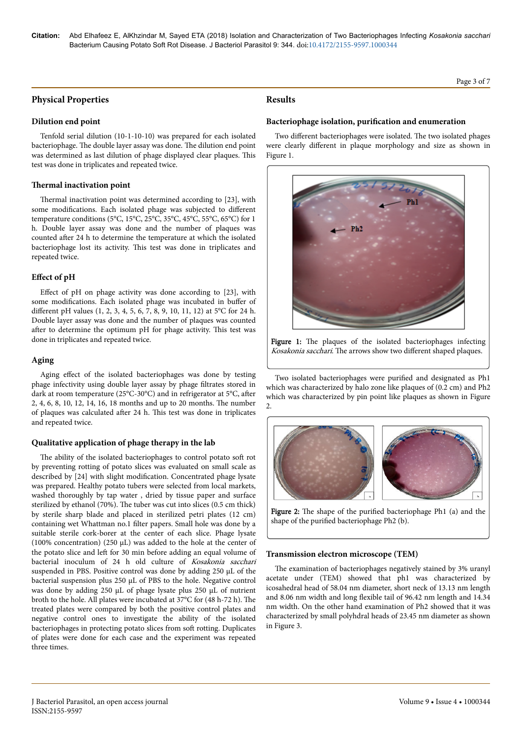## Physical Properties

### Dilution end point

Tenfold serial dilution (10-1-10-10) was prepared for each isolated bacteriophage. The double layer assay was done. The dilution end point was determined as last dilution of phage displayed clear plaques. This test was done in triplicates and repeated twice.

### Thermal inactivation point

Thermal inactivation point was determined according to [23], with some modifications. Each isolated phage was subjected to different temperature conditions (5°C, 15°C, 25°C, 35°C, 45°C, 55°C, 65°C) for 1 h. Double layer assay was done and the number of plaques was counted after 24 h to determine the temperature at which the isolated bacteriophage lost its activity. This test was done in triplicates and repeated twice.

### Effect of pH

Effect of pH on phage activity was done according to [23], with some modifications. Each isolated phage was incubated in buffer of different pH values (1, 2, 3, 4, 5, 6, 7, 8, 9, 10, 11, 12) at 5°C for 24 h. Double layer assay was done and the number of plaques was counted after to determine the optimum pH for phage activity. This test was done in triplicates and repeated twice.

### Aging

Aging effect of the isolated bacteriophages was done by testing phage infectivity using double layer assay by phage filtrates stored in dark at room temperature (25°C-30°C) and in refrigerator at 5°C, after 2, 4, 6, 8, 10, 12, 14, 16, 18 months and up to 20 months. The number of plaques was calculated after 24 h. This test was done in triplicates and repeated twice.

### Qualitative application of phage therapy in the lab

The ability of the isolated bacteriophages to control potato soft rot by preventing rotting of potato slices was evaluated on small scale as described by [24] with slight modification. Concentrated phage lysate was prepared. Healthy potato tubers were selected from local markets, washed thoroughly by tap water , dried by tissue paper and surface sterilized by ethanol (70%). The tuber was cut into slices (0.5 cm thick) by sterile sharp blade and placed in sterilized petri plates (12 cm) containing wet Whattman no.1 filter papers. Small hole was done by a suitable sterile cork-borer at the center of each slice. Phage lysate (100% concentration) (250 μL) was added to the hole at the center of the potato slice and left for 30 min before adding an equal volume of bacterial inoculum of 24 h old culture of *Kosakonia sacchari* suspended in PBS. Positive control was done by adding 250 μL of the bacterial suspension plus 250 μL of PBS to the hole. Negative control was done by adding 250 μL of phage lysate plus 250 μL of nutrient broth to the hole. All plates were incubated at 37°C for (48 h-72 h). The treated plates were compared by both the positive control plates and negative control ones to investigate the ability of the isolated bacteriophages in protecting potato slices from soft rotting. Duplicates of plates were done for each case and the experiment was repeated three times.

## Results

### Bacteriophage isolation, purification and enumeration

Two different bacteriophages were isolated. The two isolated phages were clearly different in plaque morphology and size as shown in Figure 1.

**Figure 1:** The plaques of the isolated bacteriophages infecting *Kosakonia sacchari*. The arrows show two different shaped plaques.

Two isolated bacteriophages were purified and designated as Ph1 which was characterized by halo zone like plaques of (0.2 cm) and Ph2 which was characterized by pin point like plaques as shown in Figure 2.

**Figure 2:** The shape of the purified bacteriophage Ph1 (a) and the shape of the purified bacteriophage Ph2 (b).

### Transmission electron microscope (TEM)

The examination of bacteriophages negatively stained by 3% uranyl acetate under (TEM) showed that ph1 was characterized by icosahedral head of 58.04 nm diameter, short neck of 13.13 nm length and 8.06 nm width and long flexible tail of 96.42 nm length and 14.34 nm width. On the other hand examination of Ph2 showed that it was characterized by small polyhdral heads of 23.45 nm diameter as shown in Figure 3.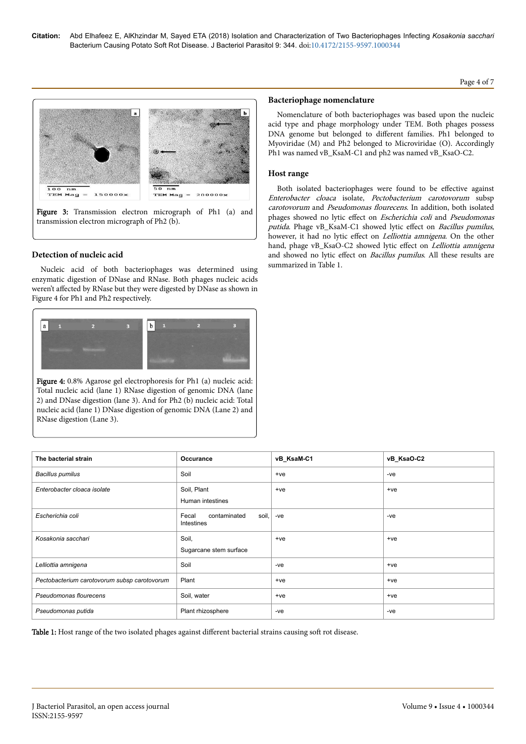Figure 3: Transmission electron micrograph of Ph1 (a) and transmission electron micrograph of Ph2 (b).

### Detection of nucleic acid

Nucleic acid of both bacteriophages was determined using enzymatic digestion of DNase and RNase. Both phages nucleic acids weren't affected by RNase but they were digested by DNase as shown in Figure 4 for Ph1 and Ph2 respectively.

Figure 4: 0.8% Agarose gel electrophoresis for Ph1 (a) nucleic acid: Total nucleic acid (lane 1) RNase digestion of genomic DNA (lane 2) and DNase digestion (lane 3). And for Ph2 (b) nucleic acid: Total nucleic acid (lane 1) DNase digestion of genomic DNA (Lane 2) and RNase digestion (Lane 3).

### Bacteriophage nomenclature

Nomenclature of both bacteriophages was based upon the nucleic acid type and phage morphology under TEM. Both phages possess DNA genome but belonged to different families. Ph1 belonged to Myoviridae (M) and Ph2 belonged to Microviridae (O). Accordingly Ph1 was named vB_KsaM-C1 and ph2 was named vB_KsaO-C2.

### Host range

Both isolated bacteriophages were found to be effective against *Enterobacter cloaca* isolate, *Pectobacterium carotovorum* subsp *carotovorum* and *Pseudomonas flourecens*. In addition, both isolated phages showed no lytic effect on *Escherichia coli* and *Pseudomonas putida*. Phage vB_KsaM-C1 showed lytic effect on *Bacillus pumilus*, however, it had no lytic effect on *Lelliottia amnigena*. On the other hand, phage vB_KsaO-C2 showed lytic effect on *Lelliottia amnigena* and showed no lytic effect on *Bacillus pumilus*. All these results are summarized in Table 1.

| The bacterial strain | Occurance | vB_KsaM-C1 | vB_KsaO-C2 |
|---|---|---|---|
| *Bacillus pumilus* | Soil | +ve | -ve |
| *Enterobacter cloaca isolate* | Soil, Plant Human intestines | +ve | +ve |
| *Escherichia coli* | Fecal contaminated soil, Intestines | -ve | -ve |
| *Kosakonia sacchari* | Soil, Sugarcane stem surface | +ve | +ve |
| *Lelliottia amnigena* | Soil | -ve | +ve |
| *Pectobacterium carotovorum subsp carotovorum* | Plant | +ve | +ve |
| *Pseudomonas flourecens* | Soil, water | +ve | +ve |
| *Pseudomonas putida* | Plant rhizosphere | -ve | -ve |

Table 1: Host range of the two isolated phages against different bacterial strains causing soft rot disease.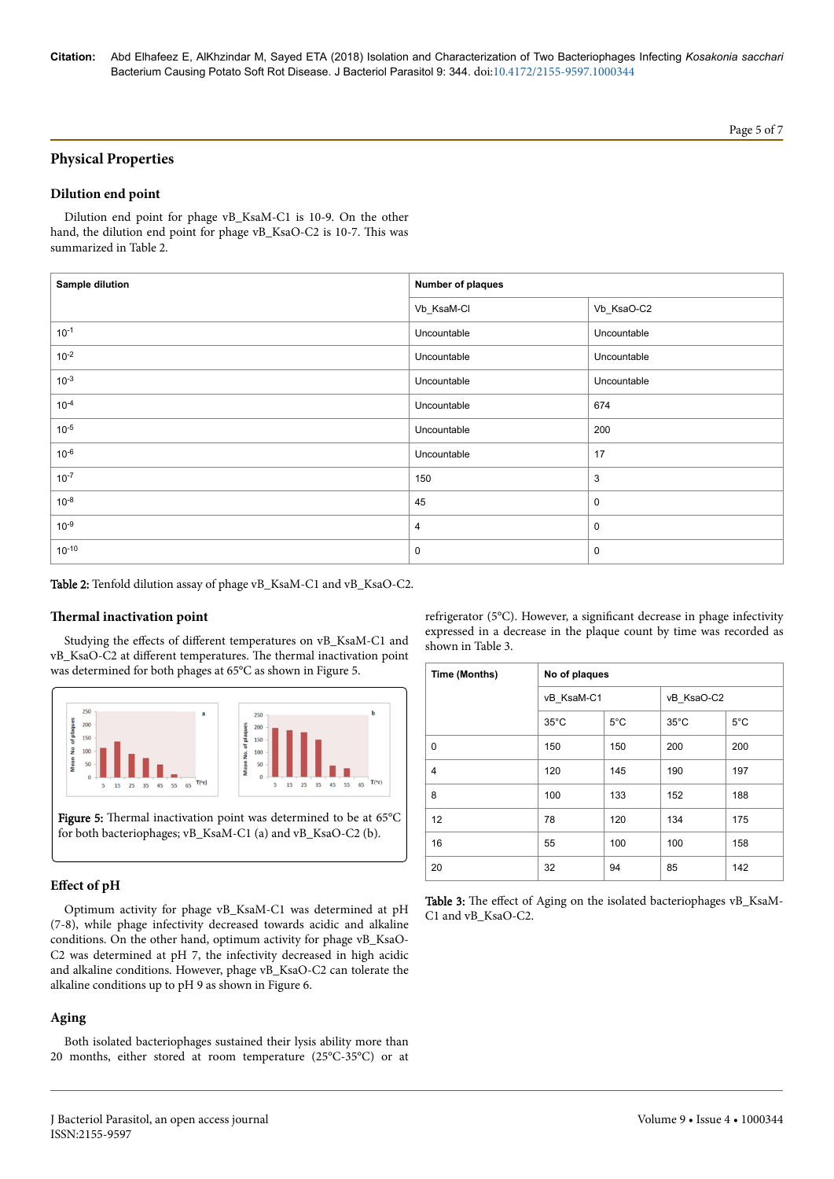## Physical Properties

### Dilution end point

Dilution end point for phage vB_KsaM-C1 is 10-9. On the other hand, the dilution end point for phage vB_KsaO-C2 is 10-7. This was summarized in Table 2.

| Sample dilution | Number of plaques | |
|---|---|---|
| | Vb_KsaM-Cl | Vb_KsaO-C2 |
| $10^{-1}$ | Uncountable | Uncountable |
| $10^{-2}$ | Uncountable | Uncountable |
| $10^{-3}$ | Uncountable | Uncountable |
| $10^{-4}$ | Uncountable | 674 |
| $10^{-5}$ | Uncountable | 200 |
| $10^{-6}$ | Uncountable | 17 |
| $10^{-7}$ | 150 | 3 |
| $10^{-8}$ | 45 | 0 |
| $10^{-9}$ | 4 | 0 |
| $10^{-10}$ | 0 | 0 |

**Table 2:** Tenfold dilution assay of phage vB_KsaM-C1 and vB_KsaO-C2.

### Thermal inactivation point

Studying the effects of different temperatures on vB_KsaM-C1 and vB_KsaO-C2 at different temperatures. The thermal inactivation point was determined for both phages at 65°C as shown in Figure 5.

**Figure 5:** Thermal inactivation point was determined to be at 65°C for both bacteriophages; vB_KsaM-C1 (a) and vB_KsaO-C2 (b).

### Effect of pH

Optimum activity for phage vB_KsaM-C1 was determined at pH (7-8), while phage infectivity decreased towards acidic and alkaline conditions. On the other hand, optimum activity for phage vB_KsaO-C2 was determined at pH 7, the infectivity decreased in high acidic and alkaline conditions. However, phage vB_KsaO-C2 can tolerate the alkaline conditions up to pH 9 as shown in Figure 6.

### Aging

Both isolated bacteriophages sustained their lysis ability more than 20 months, either stored at room temperature (25°C-35°C) or at refrigerator (5°C). However, a significant decrease in phage infectivity expressed in a decrease in the plaque count by time was recorded as shown in Table 3.

| Time (Months) | No of plaques | | | |
|---|---|---|---|---|
| | vB_KsaM-C1 | | vB_KsaO-C2 | |
| | 35°C | 5°C | 35°C | 5°C |
| 0 | 150 | 150 | 200 | 200 |
| 4 | 120 | 145 | 190 | 197 |
| 8 | 100 | 133 | 152 | 188 |
| 12 | 78 | 120 | 134 | 175 |
| 16 | 55 | 100 | 100 | 158 |
| 20 | 32 | 94 | 85 | 142 |

**Table 3:** The effect of Aging on the isolated bacteriophages vB_KsaM-C1 and vB_KsaO-C2.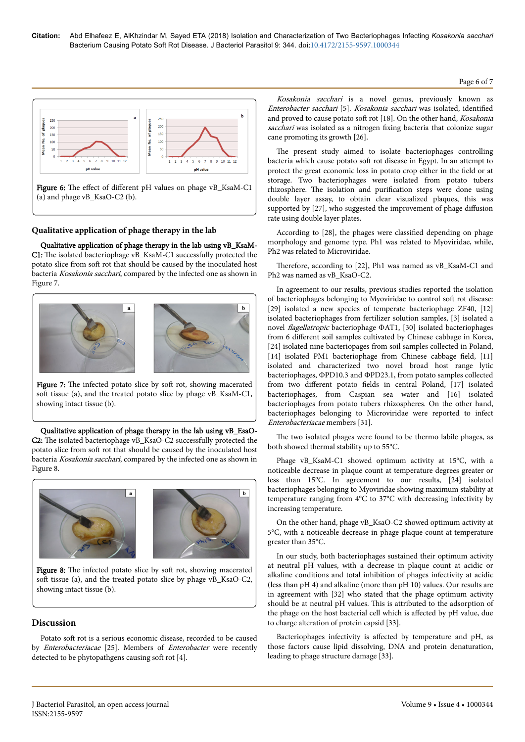Figure 6: The effect of different pH values on phage vB_KsaM-C1 (a) and phage vB_KsaO-C2 (b).

### Qualitative application of phage therapy in the lab

**Qualitative application of phage therapy in the lab using vB_KsaM-C1:** The isolated bacteriophage vB_KsaM-C1 successfully protected the potato slice from soft rot that should be caused by the inoculated host bacteria *Kosakonia sacchari*, compared by the infected one as shown in Figure 7.

Figure 7: The infected potato slice by soft rot, showing macerated soft tissue (a), and the treated potato slice by phage vB_KsaM-C1, showing intact tissue (b).

**Qualitative application of phage therapy in the lab using vB_EsaO-C2:** The isolated bacteriophage vB_KsaO-C2 successfully protected the potato slice from soft rot that should be caused by the inoculated host bacteria *Kosakonia sacchari*, compared by the infected one as shown in Figure 8.

Figure 8: The infected potato slice by soft rot, showing macerated soft tissue (a), and the treated potato slice by phage vB_KsaO-C2, showing intact tissue (b).

## Discussion

Potato soft rot is a serious economic disease, recorded to be caused by *Enterobacteriacae* [25]. Members of *Enterobacter* were recently detected to be phytopathgens causing soft rot [4].

*Kosakonia sacchari* is a novel genus, previously known as *Enterobacter sacchari* [5]. *Kosakonia sacchari* was isolated, identified and proved to cause potato soft rot [18]. On the other hand, *Kosakonia sacchari* was isolated as a nitrogen fixing bacteria that colonize sugar cane promoting its growth [26].

The present study aimed to isolate bacteriophages controlling bacteria which cause potato soft rot disease in Egypt. In an attempt to protect the great economic loss in potato crop either in the field or at storage. Two bacteriophages were isolated from potato tubers rhizosphere. The isolation and purification steps were done using double layer assay, to obtain clear visualized plaques, this was supported by [27], who suggested the improvement of phage diffusion rate using double layer plates.

According to [28], the phages were classified depending on phage morphology and genome type. Ph1 was related to Myoviridae, while, Ph2 was related to Microviridae.

Therefore, according to [22], Ph1 was named as vB_KsaM-C1 and Ph2 was named as vB_KsaO-C2.

In agreement to our results, previous studies reported the isolation of bacteriophages belonging to Myoviridae to control soft rot disease: [29] isolated a new species of temperate bacteriophage ZF40, [12] isolated bacteriophages from fertilizer solution samples, [3] isolated a novel *flagellatropic* bacteriophage ΦAT1, [30] isolated bacteriophages from 6 different soil samples cultivated by Chinese cabbage in Korea, [24] isolated nine bacteriophages from soil samples collected in Poland, [14] isolated PM1 bacteriophage from Chinese cabbage field, [11] isolated and characterized two novel broad host range lytic bacteriophages, ΦPD10.3 and ΦPD23.1, from potato samples collected from two different potato fields in central Poland, [17] isolated bacteriophages, from Caspian sea water and [16] isolated bacteriophages from potato tubers rhizospheres. On the other hand, bacteriophages belonging to Microviridae were reported to infect *Enterobacteriacae* members [31].

The two isolated phages were found to be thermo labile phages, as both showed thermal stability up to 55°C.

Phage vB_KsaM-C1 showed optimum activity at 15°C, with a noticeable decrease in plaque count at temperature degrees greater or less than 15°C. In agreement to our results, [24] isolated bacteriophages belonging to Myoviridae showing maximum stability at temperature ranging from 4°C to 37°C with decreasing infectivity by increasing temperature.

On the other hand, phage vB_KsaO-C2 showed optimum activity at 5°C, with a noticeable decrease in phage plaque count at temperature greater than 35°C.

In our study, both bacteriophages sustained their optimum activity at neutral pH values, with a decrease in plaque count at acidic or alkaline conditions and total inhibition of phages infectivity at acidic (less than pH 4) and alkaline (more than pH 10) values. Our results are in agreement with [32] who stated that the phage optimum activity should be at neutral pH values. This is attributed to the adsorption of the phage on the host bacterial cell which is affected by pH value, due to charge alteration of protein capsid [33].

Bacteriophages infectivity is affected by temperature and pH, as those factors cause lipid dissolving, DNA and protein denaturation, leading to phage structure damage [33].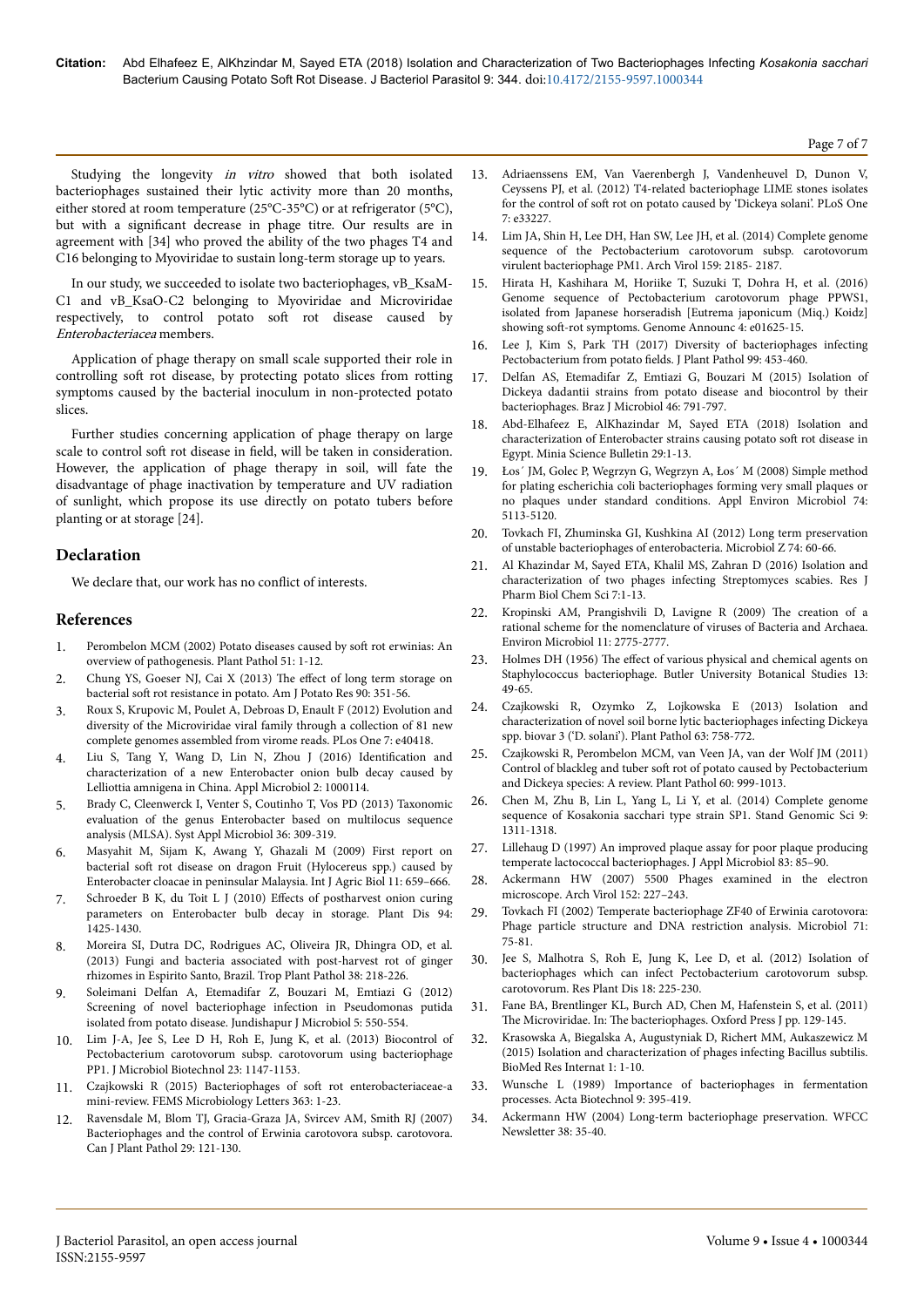Studying the longevity *in vitro* showed that both isolated bacteriophages sustained their lytic activity more than 20 months, either stored at room temperature (25°C-35°C) or at refrigerator (5°C), but with a significant decrease in phage titre. Our results are in agreement with [34] who proved the ability of the two phages T4 and C16 belonging to Myoviridae to sustain long-term storage up to years.

In our study, we succeeded to isolate two bacteriophages, vB_KsaM-C1 and vB_KsaO-C2 belonging to Myoviridae and Microviridae respectively, to control potato soft rot disease caused by *Enterobacteriacea* members.

Application of phage therapy on small scale supported their role in controlling soft rot disease, by protecting potato slices from rotting symptoms caused by the bacterial inoculum in non-protected potato slices.

Further studies concerning application of phage therapy on large scale to control soft rot disease in field, will be taken in consideration. However, the application of phage therapy in soil, will fate the disadvantage of phage inactivation by temperature and UV radiation of sunlight, which propose its use directly on potato tubers before planting or at storage [24].

## Declaration

We declare that, our work has no conflict of interests.

## References

1. Perombelon MCM (2002) Potato diseases caused by soft rot erwinias: An overview of pathogenesis. Plant Pathol 51: 1-12.
2. Chung YS, Goeser NJ, Cai X (2013) The effect of long term storage on bacterial soft rot resistance in potato. Am J Potato Res 90: 351-56.
3. Roux S, Krupovic M, Poulet A, Debroas D, Enault F (2012) Evolution and diversity of the Microviridae viral family through a collection of 81 new complete genomes assembled from virome reads. PLos One 7: e40418.
4. Liu S, Tang Y, Wang D, Lin N, Zhou J (2016) Identification and characterization of a new Enterobacter onion bulb decay caused by Lelliottia amnigena in China. Appl Microbiol 2: 1000114.
5. Brady C, Cleenwerck I, Venter S, Coutinho T, Vos PD (2013) Taxonomic evaluation of the genus Enterobacter based on multilocus sequence analysis (MLSA). Syst Appl Microbiol 36: 309-319.
6. Masyahit M, Sijam K, Awang Y, Ghazali M (2009) First report on bacterial soft rot disease on dragon Fruit (Hylocereus spp.) caused by Enterobacter cloacae in peninsular Malaysia. Int J Agric Biol 11: 659–666.
7. Schroeder B K, du Toit L J (2010) Effects of postharvest onion curing parameters on Enterobacter bulb decay in storage. Plant Dis 94: 1425-1430.
8. Moreira SI, Dutra DC, Rodrigues AC, Oliveira JR, Dhingra OD, et al. (2013) Fungi and bacteria associated with post-harvest rot of ginger rhizomes in Espirito Santo, Brazil. Trop Plant Pathol 38: 218-226.
9. Soleimani Delfan A, Etemadifar Z, Bouzari M, Emtiazi G (2012) Screening of novel bacteriophage infection in Pseudomonas putida isolated from potato disease. Jundishapur J Microbiol 5: 550-554.
10. Lim J-A, Jee S, Lee D H, Roh E, Jung K, et al. (2013) Biocontrol of Pectobacterium carotovorum subsp. carotovorum using bacteriophage PP1. J Microbiol Biotechnol 23: 1147-1153.
11. Czajkowski R (2015) Bacteriophages of soft rot enterobacteriaceae-a mini-review. FEMS Microbiology Letters 363: 1-23.
12. Ravensdale M, Blom TJ, Gracia-Graza JA, Svircev AM, Smith RJ (2007) Bacteriophages and the control of Erwinia carotovora subsp. carotovora. Can J Plant Pathol 29: 121-130.
13. Adriaenssens EM, Van Vaerenbergh J, Vandenheuvel D, Dunon V, Ceyssens PJ, et al. (2012) T4-related bacteriophage LIME stones isolates for the control of soft rot on potato caused by 'Dickeya solani'. PLoS One 7: e33227.
14. Lim JA, Shin H, Lee DH, Han SW, Lee JH, et al. (2014) Complete genome sequence of the Pectobacterium carotovorum subsp. carotovorum virulent bacteriophage PM1. Arch Virol 159: 2185- 2187.
15. Hirata H, Kashihara M, Horiike T, Suzuki T, Dohra H, et al. (2016) Genome sequence of Pectobacterium carotovorum phage PPWS1, isolated from Japanese horseradish [Eutrema japonicum (Miq.) Koidz] showing soft-rot symptoms. Genome Announc 4: e01625-15.
16. Lee J, Kim S, Park TH (2017) Diversity of bacteriophages infecting Pectobacterium from potato fields. J Plant Pathol 99: 453-460.
17. Delfan AS, Etemadifar Z, Emtiazi G, Bouzari M (2015) Isolation of Dickeya dadantii strains from potato disease and biocontrol by their bacteriophages. Braz J Microbiol 46: 791-797.
18. Abd-Elhafeez E, AlKhazindar M, Sayed ETA (2018) Isolation and characterization of Enterobacter strains causing potato soft rot disease in Egypt. Minia Science Bulletin 29:1-13.
19. Łos´ JM, Golec P, Wegrzyn G, Wegrzyn A, Łos´ M (2008) Simple method for plating escherichia coli bacteriophages forming very small plaques or no plaques under standard conditions. Appl Environ Microbiol 74: 5113-5120.
20. Tovkach FI, Zhuminska GI, Kushkina AI (2012) Long term preservation of unstable bacteriophages of enterobacteria. Microbiol Z 74: 60-66.
21. Al Khazindar M, Sayed ETA, Khalil MS, Zahran D (2016) Isolation and characterization of two phages infecting Streptomyces scabies. Res J Pharm Biol Chem Sci 7:1-13.
22. Kropinski AM, Prangishvili D, Lavigne R (2009) The creation of a rational scheme for the nomenclature of viruses of Bacteria and Archaea. Environ Microbiol 11: 2775-2777.
23. Holmes DH (1956) The effect of various physical and chemical agents on Staphylococcus bacteriophage. Butler University Botanical Studies 13: 49-65.
24. Czajkowski R, Ozymko Z, Lojkowska E (2013) Isolation and characterization of novel soil borne lytic bacteriophages infecting Dickeya spp. biovar 3 ('D. solani'). Plant Pathol 63: 758-772.
25. Czajkowski R, Perombelon MCM, van Veen JA, van der Wolf JM (2011) Control of blackleg and tuber soft rot of potato caused by Pectobacterium and Dickeya species: A review. Plant Pathol 60: 999-1013.
26. Chen M, Zhu B, Lin L, Yang L, Li Y, et al. (2014) Complete genome sequence of Kosakonia sacchari type strain SP1. Stand Genomic Sci 9: 1311-1318.
27. Lillehaug D (1997) An improved plaque assay for poor plaque producing temperate lactococcal bacteriophages. J Appl Microbiol 83: 85–90.
28. Ackermann HW (2007) 5500 Phages examined in the electron microscope. Arch Virol 152: 227–243.
29. Tovkach FI (2002) Temperate bacteriophage ZF40 of Erwinia carotovora: Phage particle structure and DNA restriction analysis. Microbiol 71: 75-81.
30. Jee S, Malhotra S, Roh E, Jung K, Lee D, et al. (2012) Isolation of bacteriophages which can infect Pectobacterium carotovorum subsp. carotovorum. Res Plant Dis 18: 225-230.
31. Fane BA, Brentlinger KL, Burch AD, Chen M, Hafenstein S, et al. (2011) The Microviridae. In: The bacteriophages. Oxford Press J pp. 129-145.
32. Krasowska A, Biegalska A, Augustyniak D, Richert MM, Aukaszewicz M (2015) Isolation and characterization of phages infecting Bacillus subtilis. BioMed Res Internat 1: 1-10.
33. Wunsche L (1989) Importance of bacteriophages in fermentation processes. Acta Biotechnol 9: 395-419.
34. Ackermann HW (2004) Long-term bacteriophage preservation. WFCC Newsletter 38: 35-40.